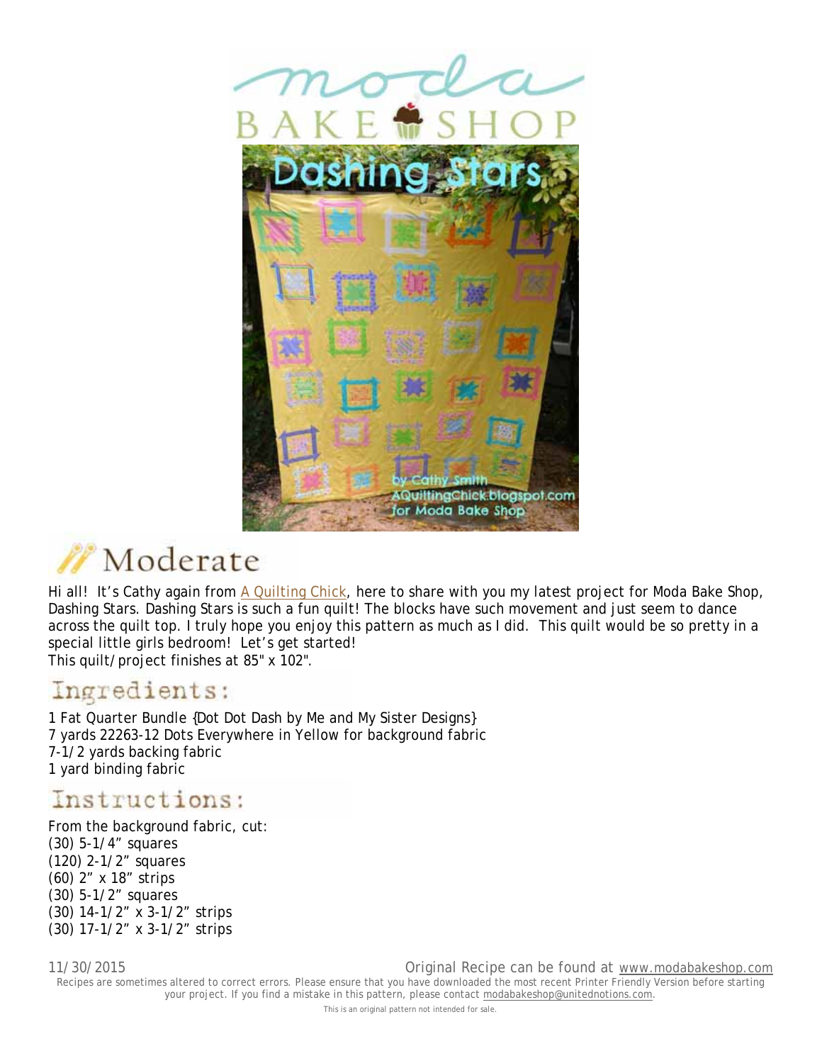# Dashing Stars

by Cathy Smith
AQuiltingChick.blogspot.com
for Moda Bake Shop

## Moderate

Hi all! It's Cathy again from A Quilting Chick, here to share with you my latest project for Moda Bake Shop, Dashing Stars. Dashing Stars is such a fun quilt! The blocks have such movement and just seem to dance across the quilt top. I truly hope you enjoy this pattern as much as I did. This quilt would be so pretty in a special little girls bedroom! Let's get started!
This quilt/project finishes at 85" x 102".

## Ingredients:

1 Fat Quarter Bundle {Dot Dot Dash by Me and My Sister Designs}
7 yards 22263-12 Dots Everywhere in Yellow for background fabric
7-1/2 yards backing fabric
1 yard binding fabric

## Instructions:

From the background fabric, cut:
(30) 5-1/4" squares
(120) 2-1/2" squares
(60) 2" x 18" strips
(30) 5-1/2" squares
(30) 14-1/2" x 3-1/2" strips
(30) 17-1/2" x 3-1/2" strips

11/30/2015 Original Recipe can be found at www.modabakeshop.com

Recipes are sometimes altered to correct errors. Please ensure that you have downloaded the most recent Printer Friendly Version before starting your project. If you find a mistake in this pattern, please contact modabakeshop@unitednotions.com.

This is an original pattern not intended for sale.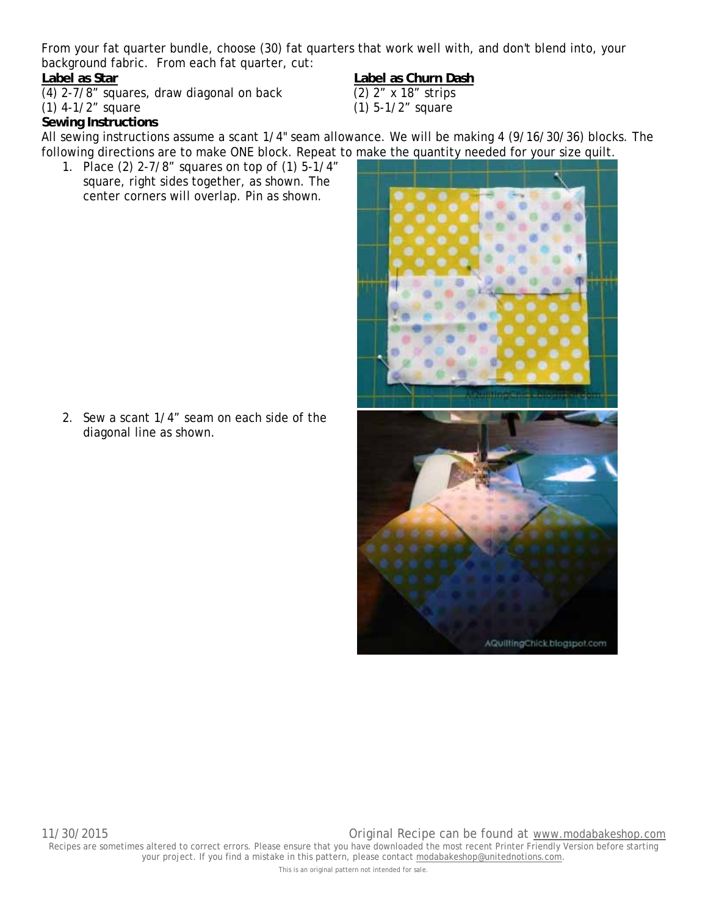From your fat quarter bundle, choose (30) fat quarters that work well with, and don't blend into, your background fabric. From each fat quarter, cut:

**Label as Star**

(4) 2-7/8" squares, draw diagonal on back
(1) 4-1/2" square

**Label as Churn Dash**

(2) 2" x 18" strips
(1) 5-1/2" square

**Sewing Instructions**

All sewing instructions assume a scant 1/4" seam allowance. We will be making 4 (9/16/30/36) blocks. The following directions are to make ONE block. Repeat to make the quantity needed for your size quilt.

1. Place (2) 2-7/8" squares on top of (1) 5-1/4" square, right sides together, as shown. The center corners will overlap. Pin as shown.

2. Sew a scant 1/4" seam on each side of the diagonal line as shown.

11/30/2015 Original Recipe can be found at www.modabakeshop.com

Recipes are sometimes altered to correct errors. Please ensure that you have downloaded the most recent Printer Friendly Version before starting your project. If you find a mistake in this pattern, please contact modabakeshop@unitednotions.com.

This is an original pattern not intended for sale.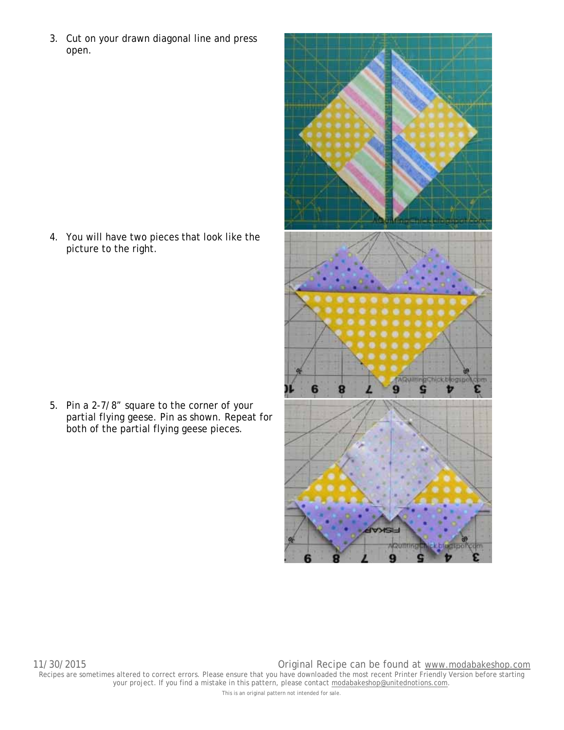3. Cut on your drawn diagonal line and press open.

4. You will have two pieces that look like the picture to the right.

5. Pin a 2-7/8” square to the corner of your partial flying geese. Pin as shown. Repeat for both of the partial flying geese pieces.

11/30/2015 Original Recipe can be found at www.modabakeshop.com

Recipes are sometimes altered to correct errors. Please ensure that you have downloaded the most recent Printer Friendly Version before starting your project. If you find a mistake in this pattern, please contact modabakeshop@unitednotions.com.

This is an original pattern not intended for sale.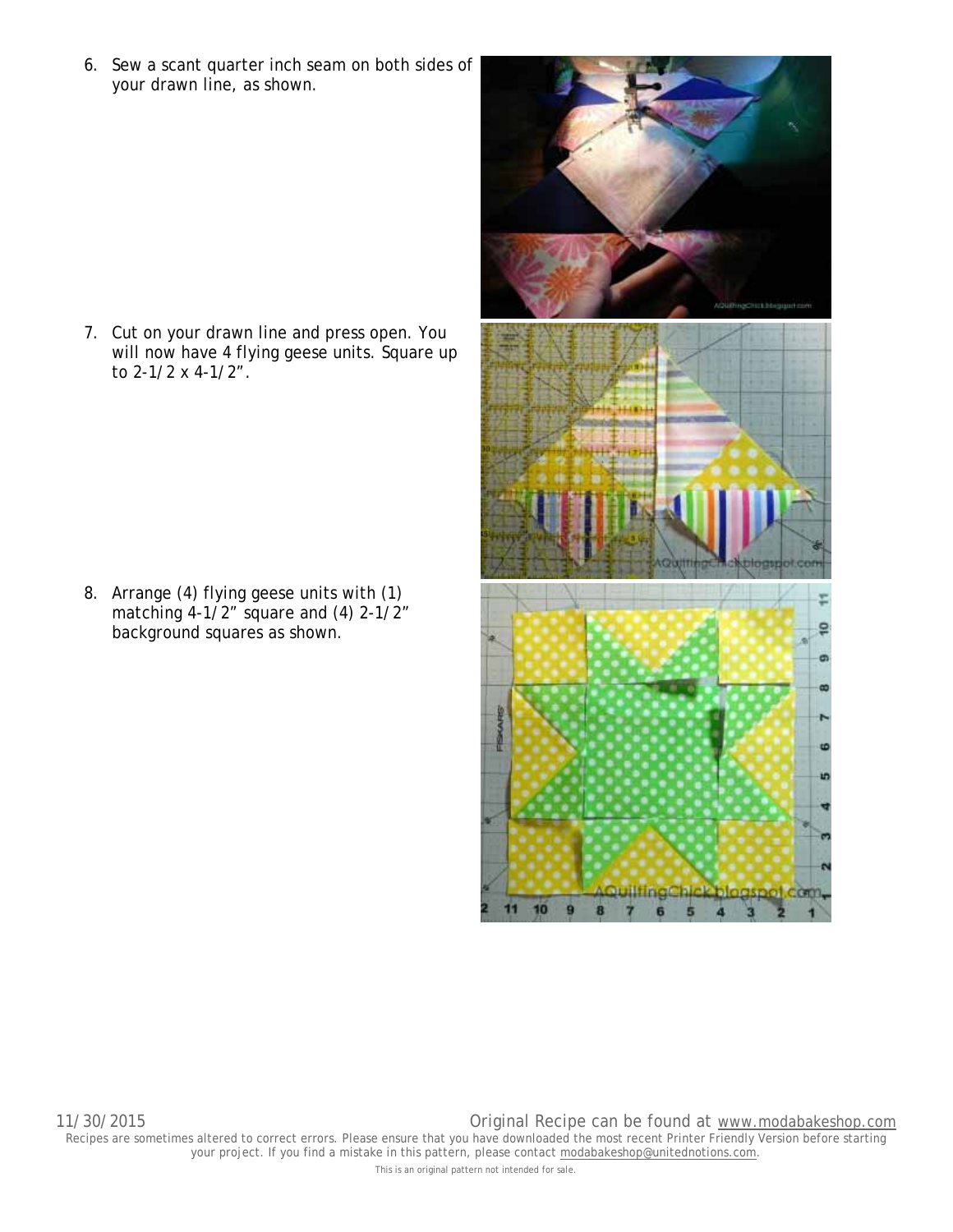6. Sew a scant quarter inch seam on both sides of your drawn line, as shown.

7. Cut on your drawn line and press open. You will now have 4 flying geese units. Square up to 2-1/2 x 4-1/2".

8. Arrange (4) flying geese units with (1) matching 4-1/2" square and (4) 2-1/2" background squares as shown.

11/30/2015 Original Recipe can be found at www.modabakeshop.com

Recipes are sometimes altered to correct errors. Please ensure that you have downloaded the most recent Printer Friendly Version before starting your project. If you find a mistake in this pattern, please contact modabakeshop@unitednotions.com.

This is an original pattern not intended for sale.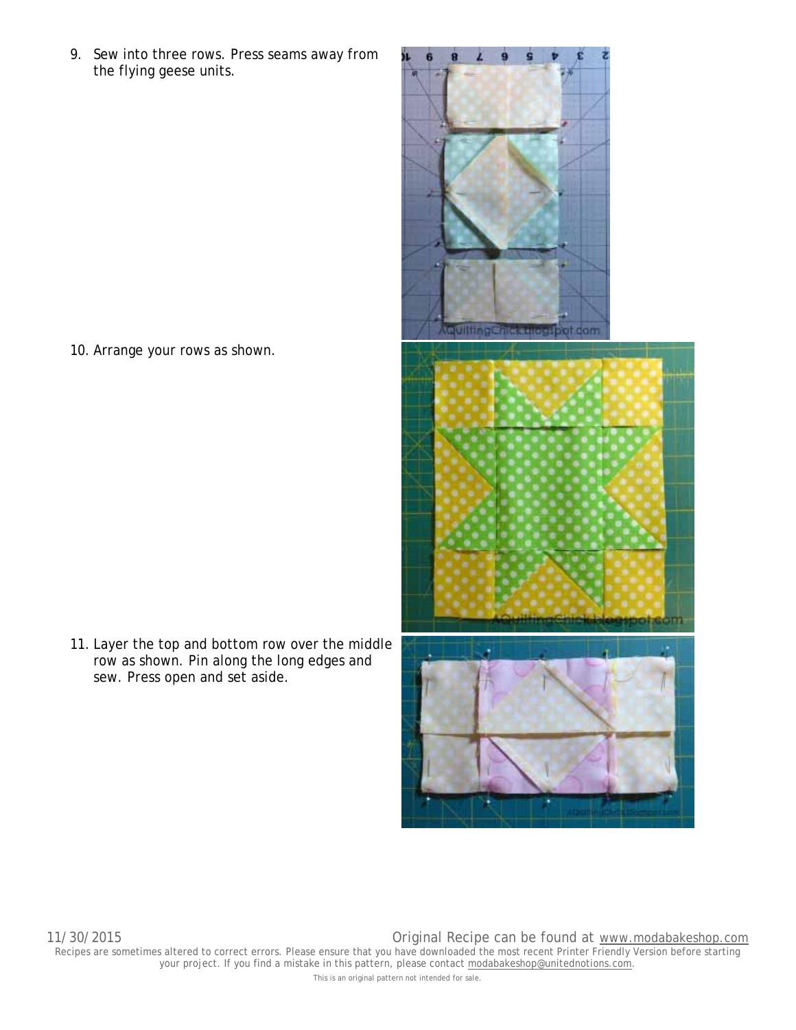9. Sew into three rows. Press seams away from the flying geese units.

10. Arrange your rows as shown.

11. Layer the top and bottom row over the middle row as shown. Pin along the long edges and sew. Press open and set aside.

Recipes are sometimes altered to correct errors. Please ensure that you have downloaded the most recent Printer Friendly Version before starting your project. If you find a mistake in this pattern, please contact modabakeshop@unitednotions.com.

This is an original pattern not intended for sale.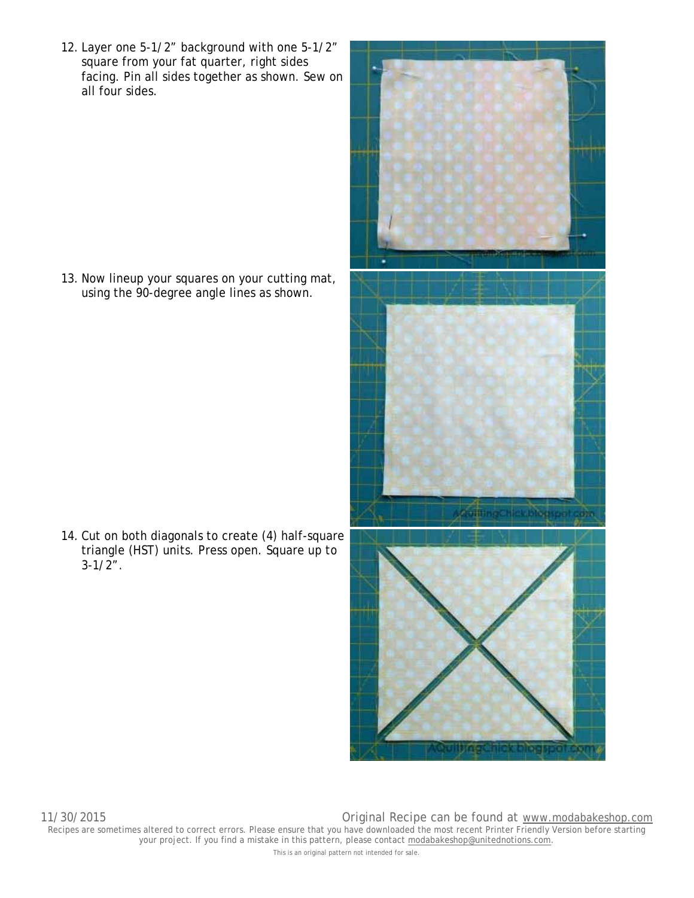12. Layer one 5-1/2” background with one 5-1/2” square from your fat quarter, right sides facing. Pin all sides together as shown. Sew on all four sides.

13. Now lineup your squares on your cutting mat, using the 90-degree angle lines as shown.

14. Cut on both diagonals to create (4) half-square triangle (HST) units. Press open. Square up to 3-1/2”.

11/30/2015 Original Recipe can be found at www.modabakeshop.com

Recipes are sometimes altered to correct errors. Please ensure that you have downloaded the most recent Printer Friendly Version before starting your project. If you find a mistake in this pattern, please contact modabakeshop@unitednotions.com.

This is an original pattern not intended for sale.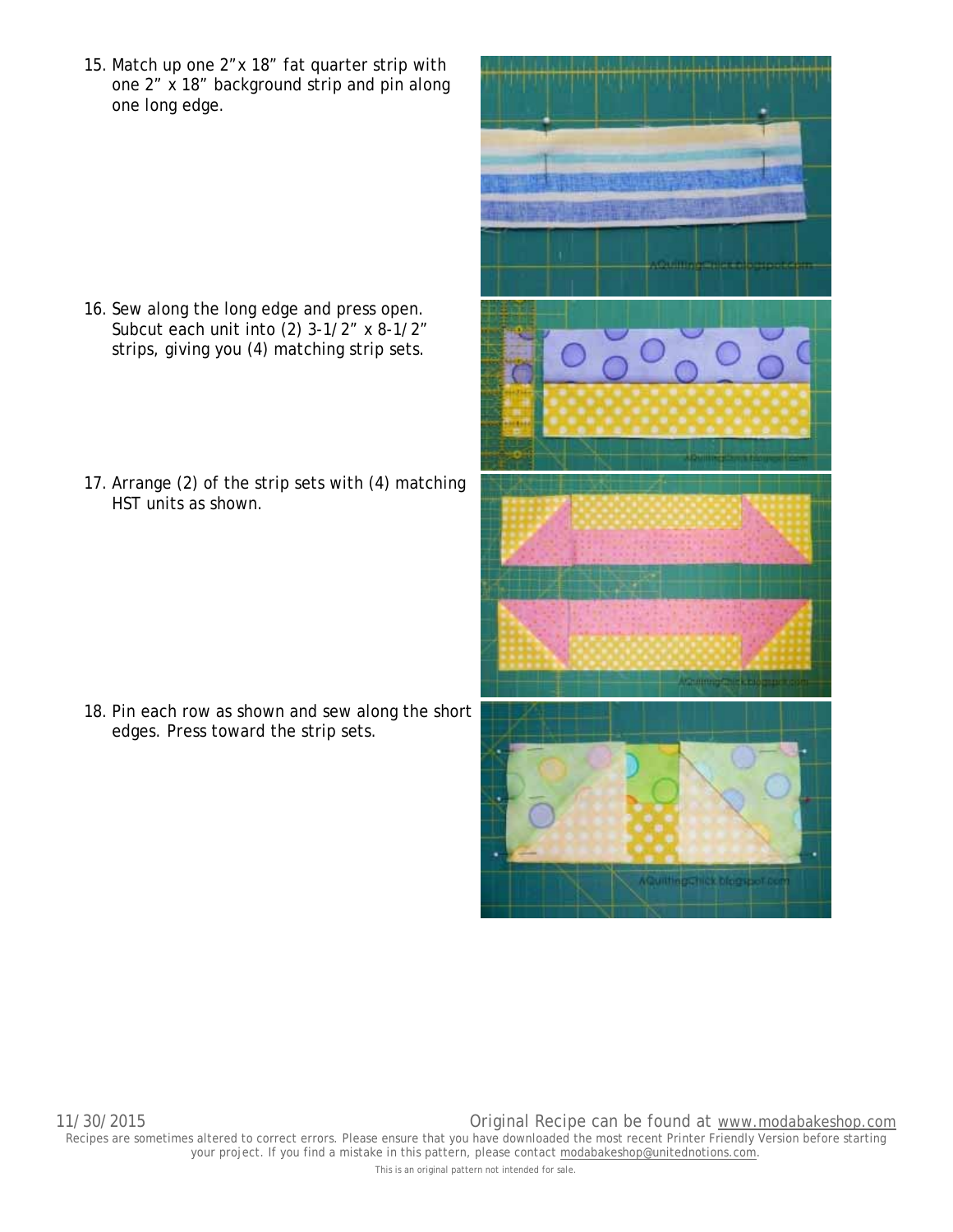15. Match up one 2”x 18” fat quarter strip with one 2” x 18” background strip and pin along one long edge.

16. Sew along the long edge and press open. Subcut each unit into (2) 3-1/2” x 8-1/2” strips, giving you (4) matching strip sets.

17. Arrange (2) of the strip sets with (4) matching HST units as shown.

18. Pin each row as shown and sew along the short edges. Press toward the strip sets.

11/30/2015 Original Recipe can be found at www.modabakeshop.com

Recipes are sometimes altered to correct errors. Please ensure that you have downloaded the most recent Printer Friendly Version before starting your project. If you find a mistake in this pattern, please contact modabakeshop@unitednotions.com.

This is an original pattern not intended for sale.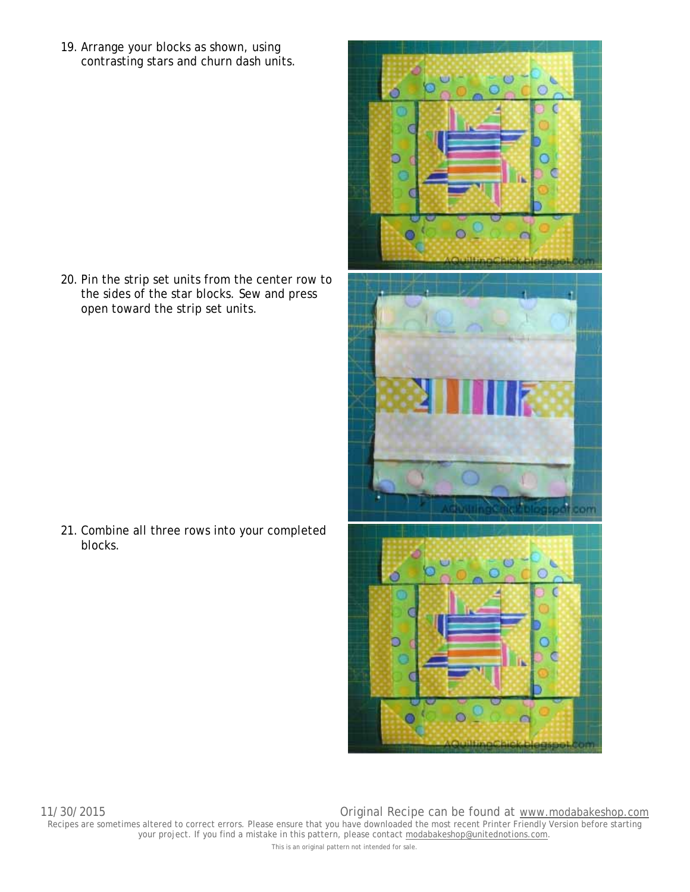19. Arrange your blocks as shown, using contrasting stars and churn dash units.

20. Pin the strip set units from the center row to the sides of the star blocks. Sew and press open toward the strip set units.

21. Combine all three rows into your completed blocks.

Recipes are sometimes altered to correct errors. Please ensure that you have downloaded the most recent Printer Friendly Version before starting your project. If you find a mistake in this pattern, please contact modabakeshop@unitednotions.com.

This is an original pattern not intended for sale.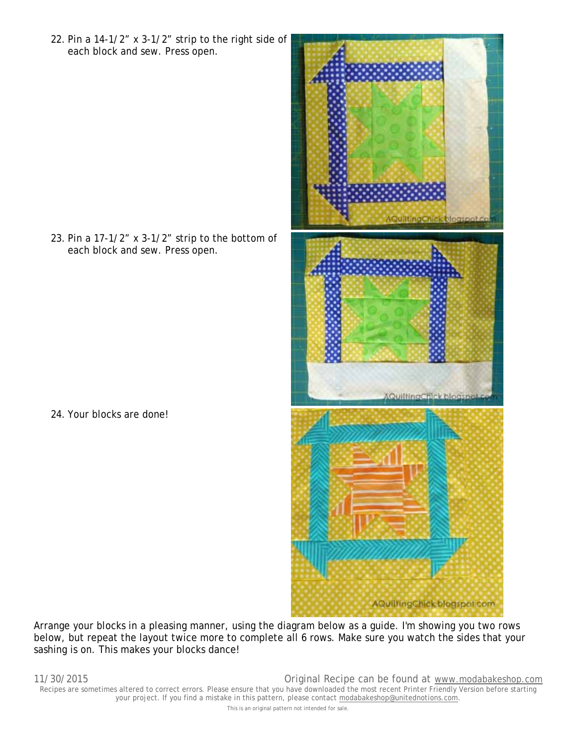22. Pin a 14-1/2" x 3-1/2" strip to the right side of each block and sew. Press open.

23. Pin a 17-1/2" x 3-1/2" strip to the bottom of each block and sew. Press open.

24. Your blocks are done!

Arrange your blocks in a pleasing manner, using the diagram below as a guide. I'm showing you two rows below, but repeat the layout twice more to complete all 6 rows. Make sure you watch the sides that your sashing is on. This makes your blocks dance!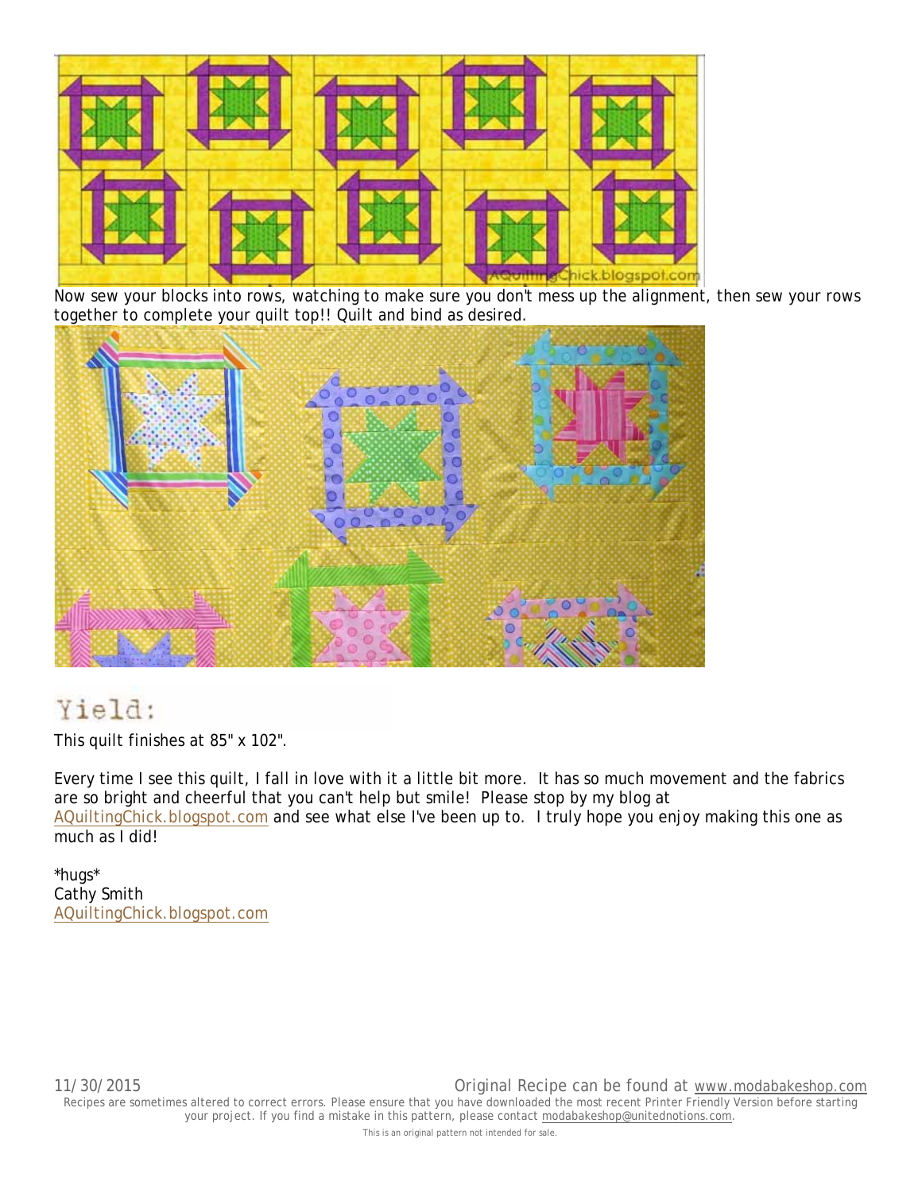Now sew your blocks into rows, watching to make sure you don't mess up the alignment, then sew your rows together to complete your quilt top!! Quilt and bind as desired.

## Yield:

This quilt finishes at 85" x 102".

Every time I see this quilt, I fall in love with it a little bit more.  It has so much movement and the fabrics are so bright and cheerful that you can't help but smile!  Please stop by my blog at AQuiltingChick.blogspot.com and see what else I've been up to.  I truly hope you enjoy making this one as much as I did!

*hugs*
Cathy Smith
AQuiltingChick.blogspot.com

11/30/2015 Original Recipe can be found at www.modabakeshop.com

Recipes are sometimes altered to correct errors. Please ensure that you have downloaded the most recent Printer Friendly Version before starting your project. If you find a mistake in this pattern, please contact modabakeshop@unitednotions.com.

This is an original pattern not intended for sale.